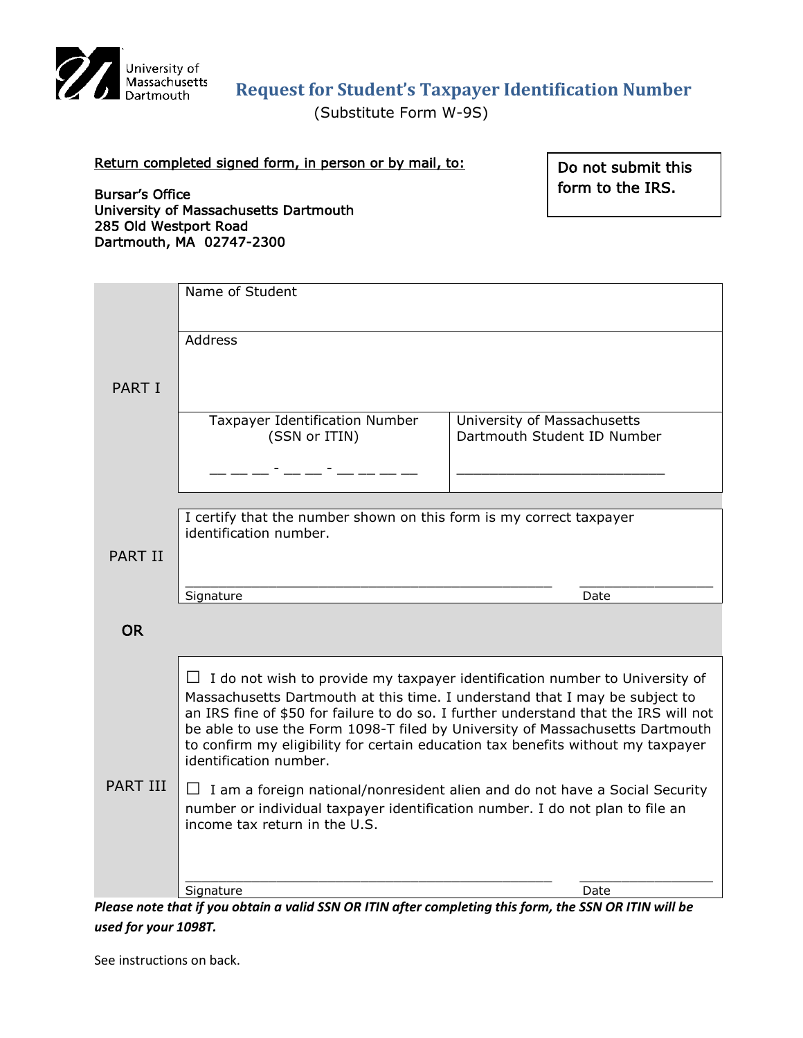University of Massachusetts Dartmouth

# Request for Student's Taxpayer Identification Number

(Substitute Form W-9S)

<u>Return completed signed form, in person or by mail, to:</u>

Bursar's Office
University of Massachusetts Dartmouth
285 Old Westport Road
Dartmouth, MA 02747-2300

Do not submit this form to the IRS.

| | | |
|---|---|---|
| PART I | Name of Student | |
| | Address | |
| | Taxpayer Identification Number (SSN or ITIN)<br>__ __ __ - __ __ - __ __ __ __ | University of Massachusetts Dartmouth Student ID Number<br>_________________________ |
| PART II | I certify that the number shown on this form is my correct taxpayer identification number.<br><br>______________________________ Signature &nbsp;&nbsp;&nbsp; ____________ Date | |
| OR | | |
| PART III | ☐ I do not wish to provide my taxpayer identification number to University of Massachusetts Dartmouth at this time. I understand that I may be subject to an IRS fine of $50 for failure to do so. I further understand that the IRS will not be able to use the Form 1098-T filed by University of Massachusetts Dartmouth to confirm my eligibility for certain education tax benefits without my taxpayer identification number.<br><br>☐ I am a foreign national/nonresident alien and do not have a Social Security number or individual taxpayer identification number. I do not plan to file an income tax return in the U.S.<br><br>______________________________ Signature &nbsp;&nbsp;&nbsp; ____________ Date | |

***Please note that if you obtain a valid SSN OR ITIN after completing this form, the SSN OR ITIN will be used for your 1098T.***

See instructions on back.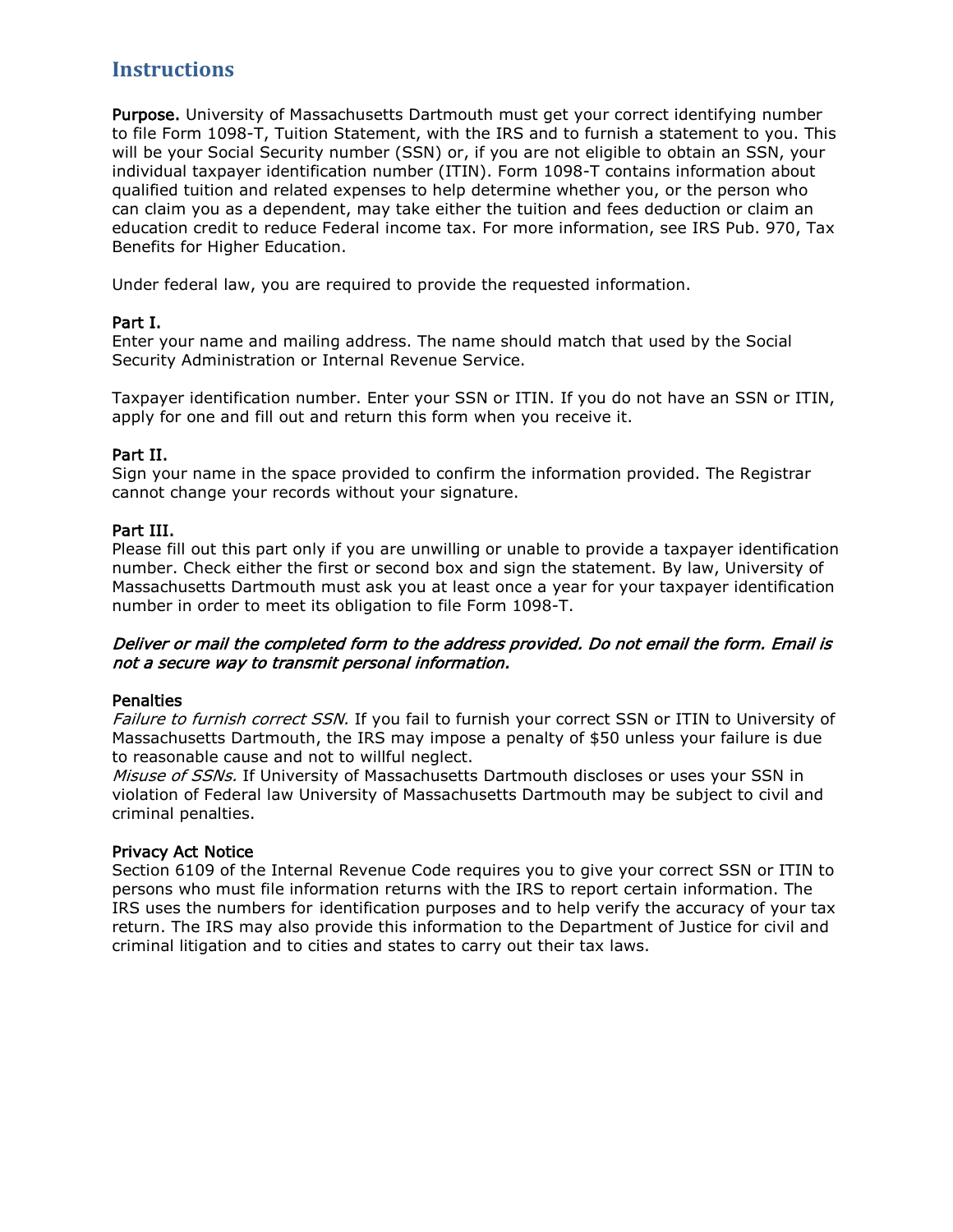## Instructions

**Purpose.** University of Massachusetts Dartmouth must get your correct identifying number to file Form 1098-T, Tuition Statement, with the IRS and to furnish a statement to you. This will be your Social Security number (SSN) or, if you are not eligible to obtain an SSN, your individual taxpayer identification number (ITIN). Form 1098-T contains information about qualified tuition and related expenses to help determine whether you, or the person who can claim you as a dependent, may take either the tuition and fees deduction or claim an education credit to reduce Federal income tax. For more information, see IRS Pub. 970, Tax Benefits for Higher Education.

Under federal law, you are required to provide the requested information.

**Part I.**
Enter your name and mailing address. The name should match that used by the Social Security Administration or Internal Revenue Service.

Taxpayer identification number. Enter your SSN or ITIN. If you do not have an SSN or ITIN, apply for one and fill out and return this form when you receive it.

**Part II.**
Sign your name in the space provided to confirm the information provided. The Registrar cannot change your records without your signature.

**Part III.**
Please fill out this part only if you are unwilling or unable to provide a taxpayer identification number. Check either the first or second box and sign the statement. By law, University of Massachusetts Dartmouth must ask you at least once a year for your taxpayer identification number in order to meet its obligation to file Form 1098-T.

*Deliver or mail the completed form to the address provided. Do not email the form. Email is not a secure way to transmit personal information.*

**Penalties**
*Failure to furnish correct SSN.* If you fail to furnish your correct SSN or ITIN to University of Massachusetts Dartmouth, the IRS may impose a penalty of $50 unless your failure is due to reasonable cause and not to willful neglect.
*Misuse of SSNs.* If University of Massachusetts Dartmouth discloses or uses your SSN in violation of Federal law University of Massachusetts Dartmouth may be subject to civil and criminal penalties.

**Privacy Act Notice**
Section 6109 of the Internal Revenue Code requires you to give your correct SSN or ITIN to persons who must file information returns with the IRS to report certain information. The IRS uses the numbers for identification purposes and to help verify the accuracy of your tax return. The IRS may also provide this information to the Department of Justice for civil and criminal litigation and to cities and states to carry out their tax laws.